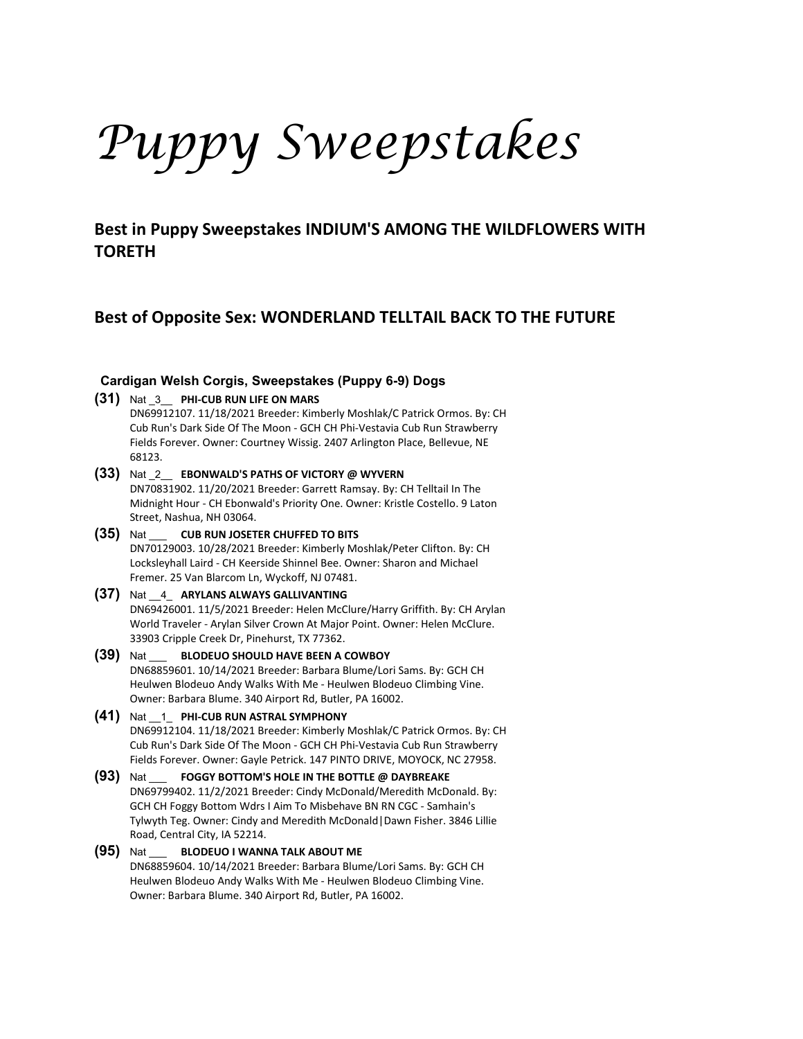# *Puppy Sweepstakes*

## Best in Puppy Sweepstakes INDIUM'S AMONG THE WILDFLOWERS WITH TORETH

## Best of Opposite Sex: WONDERLAND TELLTAIL BACK TO THE FUTURE

### Cardigan Welsh Corgis, Sweepstakes (Puppy 6-9) Dogs

**(31)** Nat _3__ **PHI-CUB RUN LIFE ON MARS**
DN69912107. 11/18/2021 Breeder: Kimberly Moshlak/C Patrick Ormos. By: CH Cub Run's Dark Side Of The Moon - GCH CH Phi-Vestavia Cub Run Strawberry Fields Forever. Owner: Courtney Wissig. 2407 Arlington Place, Bellevue, NE 68123.

**(33)** Nat _2__ **EBONWALD'S PATHS OF VICTORY @ WYVERN**
DN70831902. 11/20/2021 Breeder: Garrett Ramsay. By: CH Telltail In The Midnight Hour - CH Ebonwald's Priority One. Owner: Kristle Costello. 9 Laton Street, Nashua, NH 03064.

**(35)** Nat ___ **CUB RUN JOSETER CHUFFED TO BITS**
DN70129003. 10/28/2021 Breeder: Kimberly Moshlak/Peter Clifton. By: CH Locksleyhall Laird - CH Keerside Shinnel Bee. Owner: Sharon and Michael Fremer. 25 Van Blarcom Ln, Wyckoff, NJ 07481.

**(37)** Nat __4_ **ARYLANS ALWAYS GALLIVANTING**
DN69426001. 11/5/2021 Breeder: Helen McClure/Harry Griffith. By: CH Arylan World Traveler - Arylan Silver Crown At Major Point. Owner: Helen McClure. 33903 Cripple Creek Dr, Pinehurst, TX 77362.

**(39)** Nat ___ **BLODEUO SHOULD HAVE BEEN A COWBOY**
DN68859601. 10/14/2021 Breeder: Barbara Blume/Lori Sams. By: GCH CH Heulwen Blodeuo Andy Walks With Me - Heulwen Blodeuo Climbing Vine. Owner: Barbara Blume. 340 Airport Rd, Butler, PA 16002.

**(41)** Nat __1_ **PHI-CUB RUN ASTRAL SYMPHONY**
DN69912104. 11/18/2021 Breeder: Kimberly Moshlak/C Patrick Ormos. By: CH Cub Run's Dark Side Of The Moon - GCH CH Phi-Vestavia Cub Run Strawberry Fields Forever. Owner: Gayle Petrick. 147 PINTO DRIVE, MOYOCK, NC 27958.

**(93)** Nat ___ **FOGGY BOTTOM'S HOLE IN THE BOTTLE @ DAYBREAKE**
DN69799402. 11/2/2021 Breeder: Cindy McDonald/Meredith McDonald. By: GCH CH Foggy Bottom Wdrs I Aim To Misbehave BN RN CGC - Samhain's Tylwyth Teg. Owner: Cindy and Meredith McDonald|Dawn Fisher. 3846 Lillie Road, Central City, IA 52214.

**(95)** Nat ___ **BLODEUO I WANNA TALK ABOUT ME**
DN68859604. 10/14/2021 Breeder: Barbara Blume/Lori Sams. By: GCH CH Heulwen Blodeuo Andy Walks With Me - Heulwen Blodeuo Climbing Vine. Owner: Barbara Blume. 340 Airport Rd, Butler, PA 16002.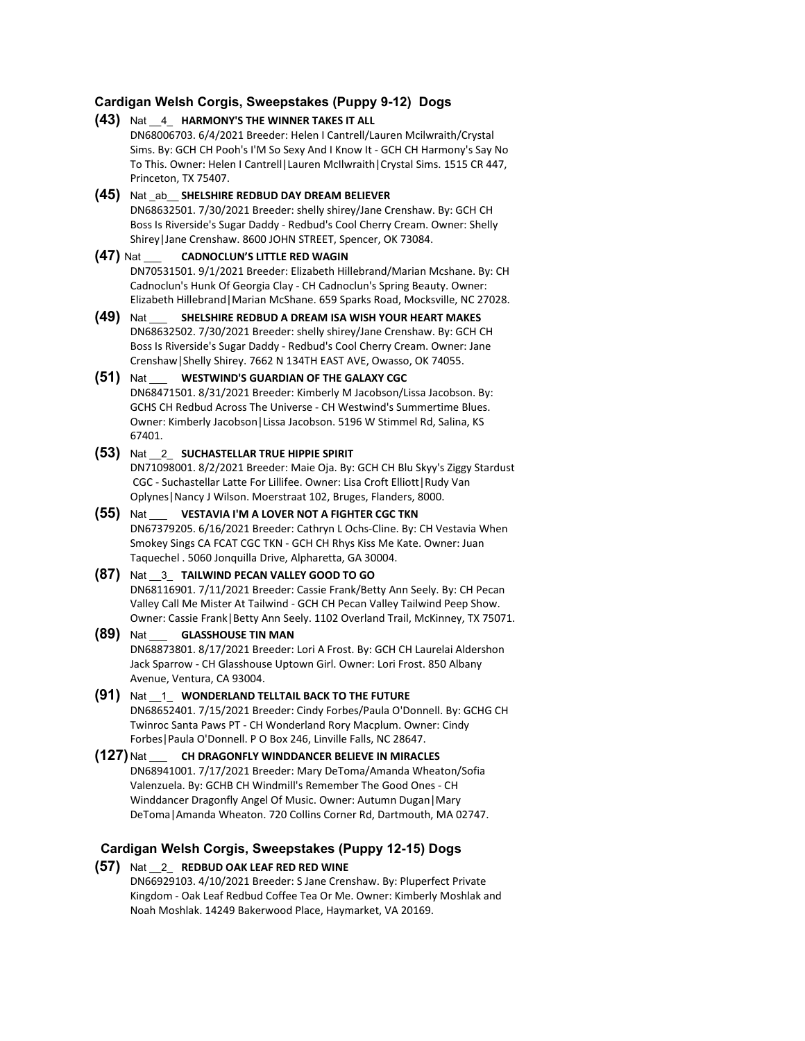### Cardigan Welsh Corgis, Sweepstakes (Puppy 9-12) Dogs

**(43)** Nat __4_ **HARMONY'S THE WINNER TAKES IT ALL**
DN68006703. 6/4/2021 Breeder: Helen I Cantrell/Lauren Mcilwraith/Crystal Sims. By: GCH CH Pooh's I'M So Sexy And I Know It - GCH CH Harmony's Say No To This. Owner: Helen I Cantrell|Lauren McIlwraith|Crystal Sims. 1515 CR 447, Princeton, TX 75407.

**(45)** Nat _ab__ **SHELSHIRE REDBUD DAY DREAM BELIEVER**
DN68632501. 7/30/2021 Breeder: shelly shirey/Jane Crenshaw. By: GCH CH Boss Is Riverside's Sugar Daddy - Redbud's Cool Cherry Cream. Owner: Shelly Shirey|Jane Crenshaw. 8600 JOHN STREET, Spencer, OK 73084.

**(47)** Nat ___ **CADNOCLUN'S LITTLE RED WAGIN**
DN70531501. 9/1/2021 Breeder: Elizabeth Hillebrand/Marian Mcshane. By: CH Cadnoclun's Hunk Of Georgia Clay - CH Cadnoclun's Spring Beauty. Owner: Elizabeth Hillebrand|Marian McShane. 659 Sparks Road, Mocksville, NC 27028.

**(49)** Nat ___ **SHELSHIRE REDBUD A DREAM ISA WISH YOUR HEART MAKES**
DN68632502. 7/30/2021 Breeder: shelly shirey/Jane Crenshaw. By: GCH CH Boss Is Riverside's Sugar Daddy - Redbud's Cool Cherry Cream. Owner: Jane Crenshaw|Shelly Shirey. 7662 N 134TH EAST AVE, Owasso, OK 74055.

**(51)** Nat ___ **WESTWIND'S GUARDIAN OF THE GALAXY CGC**
DN68471501. 8/31/2021 Breeder: Kimberly M Jacobson/Lissa Jacobson. By: GCHS CH Redbud Across The Universe - CH Westwind's Summertime Blues. Owner: Kimberly Jacobson|Lissa Jacobson. 5196 W Stimmel Rd, Salina, KS 67401.

**(53)** Nat __2_ **SUCHASTELLAR TRUE HIPPIE SPIRIT**
DN71098001. 8/2/2021 Breeder: Maie Oja. By: GCH CH Blu Skyy's Ziggy Stardust CGC - Suchastellar Latte For Lillifee. Owner: Lisa Croft Elliott|Rudy Van Oplynes|Nancy J Wilson. Moerstraat 102, Bruges, Flanders, 8000.

**(55)** Nat ___ **VESTAVIA I'M A LOVER NOT A FIGHTER CGC TKN**
DN67379205. 6/16/2021 Breeder: Cathryn L Ochs-Cline. By: CH Vestavia When Smokey Sings CA FCAT CGC TKN - GCH CH Rhys Kiss Me Kate. Owner: Juan Taquechel . 5060 Jonquilla Drive, Alpharetta, GA 30004.

**(87)** Nat __3_ **TAILWIND PECAN VALLEY GOOD TO GO**
DN68116901. 7/11/2021 Breeder: Cassie Frank/Betty Ann Seely. By: CH Pecan Valley Call Me Mister At Tailwind - GCH CH Pecan Valley Tailwind Peep Show. Owner: Cassie Frank|Betty Ann Seely. 1102 Overland Trail, McKinney, TX 75071.

**(89)** Nat ___ **GLASSHOUSE TIN MAN**
DN68873801. 8/17/2021 Breeder: Lori A Frost. By: GCH CH Laurelai Aldershon Jack Sparrow - CH Glasshouse Uptown Girl. Owner: Lori Frost. 850 Albany Avenue, Ventura, CA 93004.

**(91)** Nat __1_ **WONDERLAND TELLTAIL BACK TO THE FUTURE**
DN68652401. 7/15/2021 Breeder: Cindy Forbes/Paula O'Donnell. By: GCHG CH Twinroc Santa Paws PT - CH Wonderland Rory Macplum. Owner: Cindy Forbes|Paula O'Donnell. P O Box 246, Linville Falls, NC 28647.

**(127)** Nat ___ **CH DRAGONFLY WINDDANCER BELIEVE IN MIRACLES**
DN68941001. 7/17/2021 Breeder: Mary DeToma/Amanda Wheaton/Sofia Valenzuela. By: GCHB CH Windmill's Remember The Good Ones - CH Winddancer Dragonfly Angel Of Music. Owner: Autumn Dugan|Mary DeToma|Amanda Wheaton. 720 Collins Corner Rd, Dartmouth, MA 02747.

### Cardigan Welsh Corgis, Sweepstakes (Puppy 12-15) Dogs

**(57)** Nat __2_ **REDBUD OAK LEAF RED RED WINE**
DN66929103. 4/10/2021 Breeder: S Jane Crenshaw. By: Pluperfect Private Kingdom - Oak Leaf Redbud Coffee Tea Or Me. Owner: Kimberly Moshlak and Noah Moshlak. 14249 Bakerwood Place, Haymarket, VA 20169.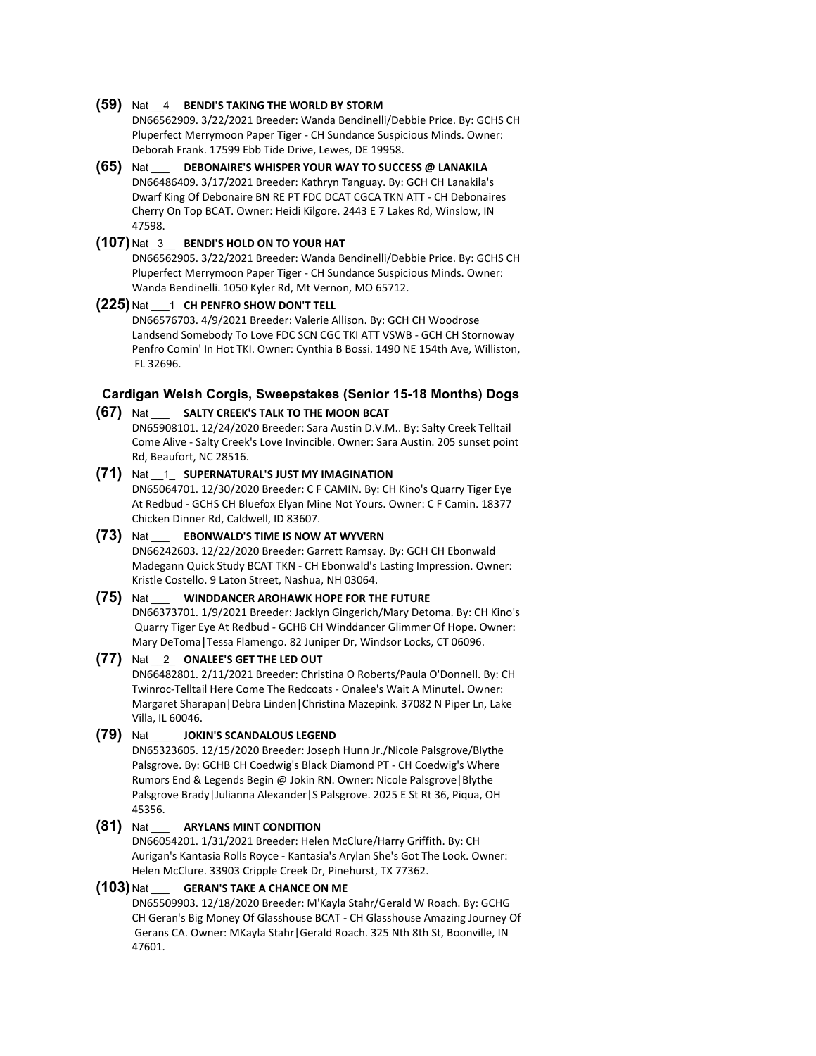**(59)** Nat __4_ **BENDI'S TAKING THE WORLD BY STORM**
DN66562909. 3/22/2021 Breeder: Wanda Bendinelli/Debbie Price. By: GCHS CH Pluperfect Merrymoon Paper Tiger - CH Sundance Suspicious Minds. Owner: Deborah Frank. 17599 Ebb Tide Drive, Lewes, DE 19958.

**(65)** Nat ___ **DEBONAIRE'S WHISPER YOUR WAY TO SUCCESS @ LANAKILA**
DN66486409. 3/17/2021 Breeder: Kathryn Tanguay. By: GCH CH Lanakila's Dwarf King Of Debonaire BN RE PT FDC DCAT CGCA TKN ATT - CH Debonaires Cherry On Top BCAT. Owner: Heidi Kilgore. 2443 E 7 Lakes Rd, Winslow, IN 47598.

**(107)** Nat _3__ **BENDI'S HOLD ON TO YOUR HAT**
DN66562905. 3/22/2021 Breeder: Wanda Bendinelli/Debbie Price. By: GCHS CH Pluperfect Merrymoon Paper Tiger - CH Sundance Suspicious Minds. Owner: Wanda Bendinelli. 1050 Kyler Rd, Mt Vernon, MO 65712.

**(225)** Nat ___1 **CH PENFRO SHOW DON'T TELL**
DN66576703. 4/9/2021 Breeder: Valerie Allison. By: GCH CH Woodrose Landsend Somebody To Love FDC SCN CGC TKI ATT VSWB - GCH CH Stornoway Penfro Comin' In Hot TKI. Owner: Cynthia B Bossi. 1490 NE 154th Ave, Williston, FL 32696.

### Cardigan Welsh Corgis, Sweepstakes (Senior 15-18 Months) Dogs

**(67)** Nat ___ **SALTY CREEK'S TALK TO THE MOON BCAT**
DN65908101. 12/24/2020 Breeder: Sara Austin D.V.M.. By: Salty Creek Telltail Come Alive - Salty Creek's Love Invincible. Owner: Sara Austin. 205 sunset point Rd, Beaufort, NC 28516.

**(71)** Nat __1_ **SUPERNATURAL'S JUST MY IMAGINATION**
DN65064701. 12/30/2020 Breeder: C F CAMIN. By: CH Kino's Quarry Tiger Eye At Redbud - GCHS CH Bluefox Elyan Mine Not Yours. Owner: C F Camin. 18377 Chicken Dinner Rd, Caldwell, ID 83607.

**(73)** Nat ___ **EBONWALD'S TIME IS NOW AT WYVERN**
DN66242603. 12/22/2020 Breeder: Garrett Ramsay. By: GCH CH Ebonwald Madegann Quick Study BCAT TKN - CH Ebonwald's Lasting Impression. Owner: Kristle Costello. 9 Laton Street, Nashua, NH 03064.

**(75)** Nat ___ **WINDDANCER AROHAWK HOPE FOR THE FUTURE**
DN66373701. 1/9/2021 Breeder: Jacklyn Gingerich/Mary Detoma. By: CH Kino's Quarry Tiger Eye At Redbud - GCHB CH Winddancer Glimmer Of Hope. Owner: Mary DeToma|Tessa Flamengo. 82 Juniper Dr, Windsor Locks, CT 06096.

**(77)** Nat __2_ **ONALEE'S GET THE LED OUT**
DN66482801. 2/11/2021 Breeder: Christina O Roberts/Paula O'Donnell. By: CH Twinroc-Telltail Here Come The Redcoats - Onalee's Wait A Minute!. Owner: Margaret Sharapan|Debra Linden|Christina Mazepink. 37082 N Piper Ln, Lake Villa, IL 60046.

**(79)** Nat ___ **JOKIN'S SCANDALOUS LEGEND**
DN65323605. 12/15/2020 Breeder: Joseph Hunn Jr./Nicole Palsgrove/Blythe Palsgrove. By: GCHB CH Coedwig's Black Diamond PT - CH Coedwig's Where Rumors End & Legends Begin @ Jokin RN. Owner: Nicole Palsgrove|Blythe Palsgrove Brady|Julianna Alexander|S Palsgrove. 2025 E St Rt 36, Piqua, OH 45356.

**(81)** Nat ___ **ARYLANS MINT CONDITION**
DN66054201. 1/31/2021 Breeder: Helen McClure/Harry Griffith. By: CH Aurigan's Kantasia Rolls Royce - Kantasia's Arylan She's Got The Look. Owner: Helen McClure. 33903 Cripple Creek Dr, Pinehurst, TX 77362.

**(103)** Nat ___ **GERAN'S TAKE A CHANCE ON ME**
DN65509903. 12/18/2020 Breeder: M'Kayla Stahr/Gerald W Roach. By: GCHG CH Geran's Big Money Of Glasshouse BCAT - CH Glasshouse Amazing Journey Of Gerans CA. Owner: MKayla Stahr|Gerald Roach. 325 Nth 8th St, Boonville, IN 47601.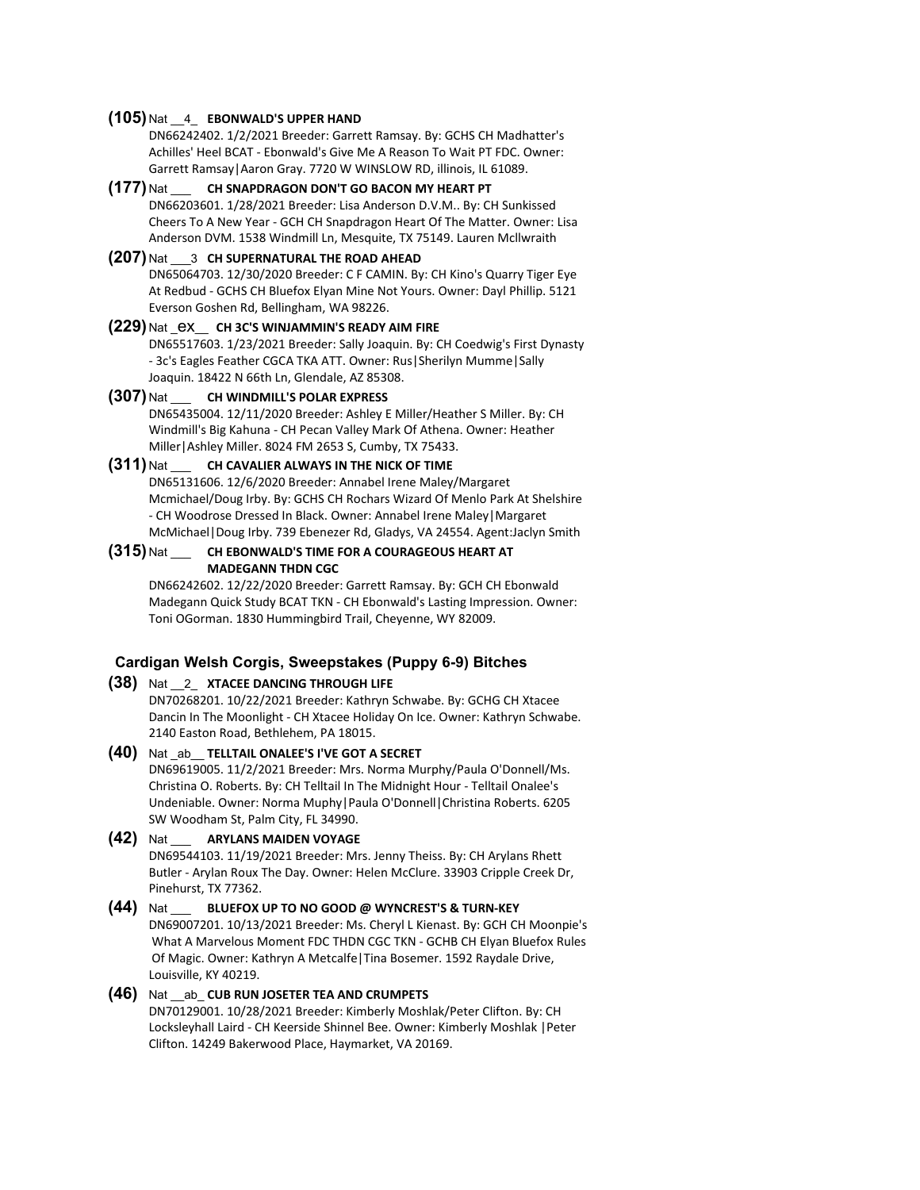**(105)** Nat __4_ **EBONWALD'S UPPER HAND**
DN66242402. 1/2/2021 Breeder: Garrett Ramsay. By: GCHS CH Madhatter's Achilles' Heel BCAT - Ebonwald's Give Me A Reason To Wait PT FDC. Owner: Garrett Ramsay|Aaron Gray. 7720 W WINSLOW RD, illinois, IL 61089.

**(177)** Nat ___ **CH SNAPDRAGON DON'T GO BACON MY HEART PT**
DN66203601. 1/28/2021 Breeder: Lisa Anderson D.V.M.. By: CH Sunkissed Cheers To A New Year - GCH CH Snapdragon Heart Of The Matter. Owner: Lisa Anderson DVM. 1538 Windmill Ln, Mesquite, TX 75149. Lauren Mcllwraith

**(207)** Nat ___3 **CH SUPERNATURAL THE ROAD AHEAD**
DN65064703. 12/30/2020 Breeder: C F CAMIN. By: CH Kino's Quarry Tiger Eye At Redbud - GCHS CH Bluefox Elyan Mine Not Yours. Owner: Dayl Phillip. 5121 Everson Goshen Rd, Bellingham, WA 98226.

**(229)** Nat _ex__ **CH 3C'S WINJAMMIN'S READY AIM FIRE**
DN65517603. 1/23/2021 Breeder: Sally Joaquin. By: CH Coedwig's First Dynasty - 3c's Eagles Feather CGCA TKA ATT. Owner: Rus|Sherilyn Mumme|Sally Joaquin. 18422 N 66th Ln, Glendale, AZ 85308.

**(307)** Nat ___ **CH WINDMILL'S POLAR EXPRESS**
DN65435004. 12/11/2020 Breeder: Ashley E Miller/Heather S Miller. By: CH Windmill's Big Kahuna - CH Pecan Valley Mark Of Athena. Owner: Heather Miller|Ashley Miller. 8024 FM 2653 S, Cumby, TX 75433.

**(311)** Nat ___ **CH CAVALIER ALWAYS IN THE NICK OF TIME**
DN65131606. 12/6/2020 Breeder: Annabel Irene Maley/Margaret Mcmichael/Doug Irby. By: GCHS CH Rochars Wizard Of Menlo Park At Shelshire - CH Woodrose Dressed In Black. Owner: Annabel Irene Maley|Margaret McMichael|Doug Irby. 739 Ebenezer Rd, Gladys, VA 24554. Agent:Jaclyn Smith

**(315)** Nat ___ **CH EBONWALD'S TIME FOR A COURAGEOUS HEART AT MADEGANN THDN CGC**
DN66242602. 12/22/2020 Breeder: Garrett Ramsay. By: GCH CH Ebonwald Madegann Quick Study BCAT TKN - CH Ebonwald's Lasting Impression. Owner: Toni OGorman. 1830 Hummingbird Trail, Cheyenne, WY 82009.

### Cardigan Welsh Corgis, Sweepstakes (Puppy 6-9) Bitches

**(38)** Nat __2_ **XTACEE DANCING THROUGH LIFE**
DN70268201. 10/22/2021 Breeder: Kathryn Schwabe. By: GCHG CH Xtacee Dancin In The Moonlight - CH Xtacee Holiday On Ice. Owner: Kathryn Schwabe. 2140 Easton Road, Bethlehem, PA 18015.

**(40)** Nat _ab__ **TELLTAIL ONALEE'S I'VE GOT A SECRET**
DN69619005. 11/2/2021 Breeder: Mrs. Norma Murphy/Paula O'Donnell/Ms. Christina O. Roberts. By: CH Telltail In The Midnight Hour - Telltail Onalee's Undeniable. Owner: Norma Muphy|Paula O'Donnell|Christina Roberts. 6205 SW Woodham St, Palm City, FL 34990.

**(42)** Nat ___ **ARYLANS MAIDEN VOYAGE**
DN69544103. 11/19/2021 Breeder: Mrs. Jenny Theiss. By: CH Arylans Rhett Butler - Arylan Roux The Day. Owner: Helen McClure. 33903 Cripple Creek Dr, Pinehurst, TX 77362.

**(44)** Nat ___ **BLUEFOX UP TO NO GOOD @ WYNCREST'S & TURN-KEY**
DN69007201. 10/13/2021 Breeder: Ms. Cheryl L Kienast. By: GCH CH Moonpie's What A Marvelous Moment FDC THDN CGC TKN - GCHB CH Elyan Bluefox Rules Of Magic. Owner: Kathryn A Metcalfe|Tina Bosemer. 1592 Raydale Drive, Louisville, KY 40219.

**(46)** Nat __ab_ **CUB RUN JOSETER TEA AND CRUMPETS**
DN70129001. 10/28/2021 Breeder: Kimberly Moshlak/Peter Clifton. By: CH Locksleyhall Laird - CH Keerside Shinnel Bee. Owner: Kimberly Moshlak |Peter Clifton. 14249 Bakerwood Place, Haymarket, VA 20169.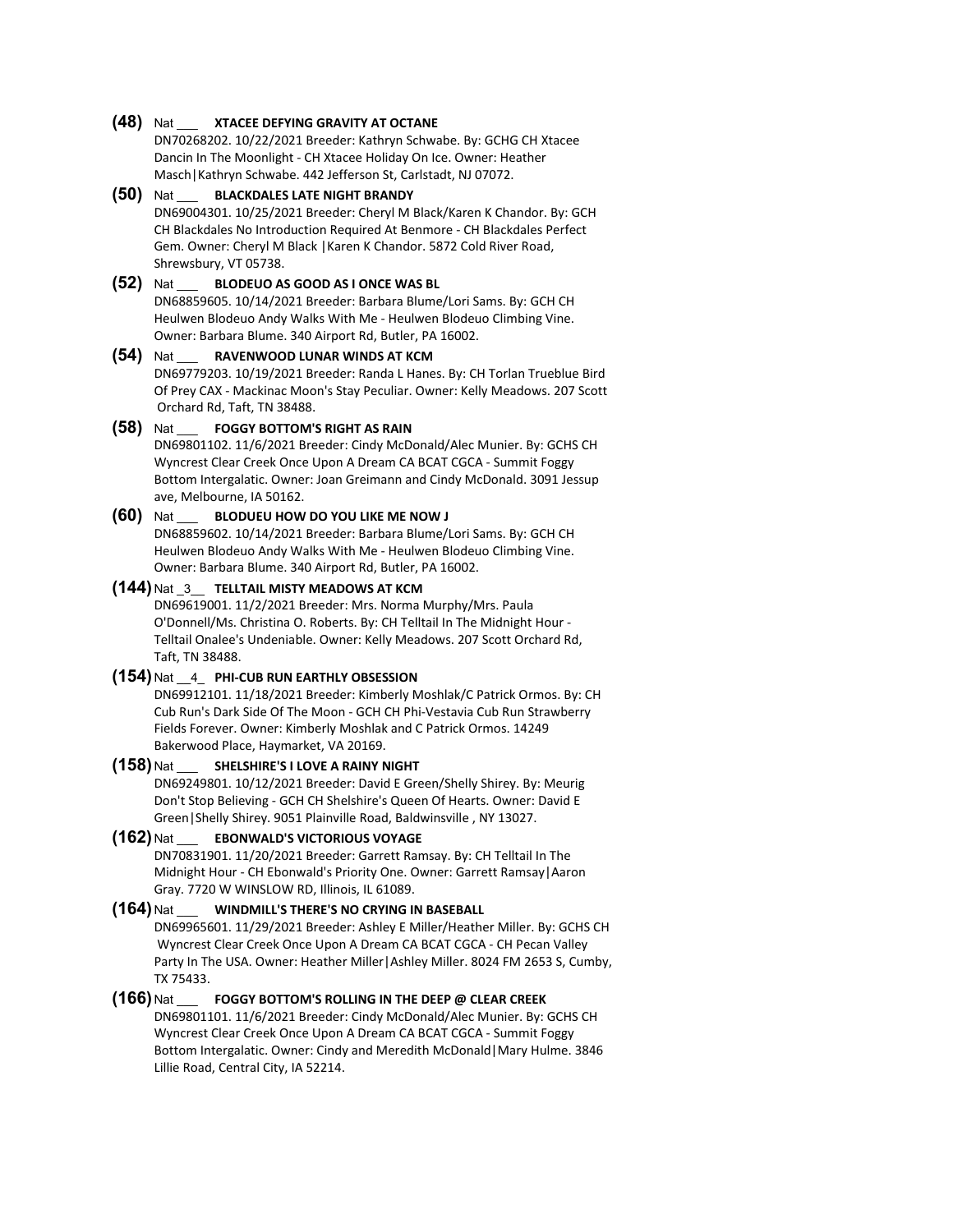**(48)** Nat ___ **XTACEE DEFYING GRAVITY AT OCTANE**
DN70268202. 10/22/2021 Breeder: Kathryn Schwabe. By: GCHG CH Xtacee Dancin In The Moonlight - CH Xtacee Holiday On Ice. Owner: Heather Masch|Kathryn Schwabe. 442 Jefferson St, Carlstadt, NJ 07072.

**(50)** Nat ___ **BLACKDALES LATE NIGHT BRANDY**
DN69004301. 10/25/2021 Breeder: Cheryl M Black/Karen K Chandor. By: GCH CH Blackdales No Introduction Required At Benmore - CH Blackdales Perfect Gem. Owner: Cheryl M Black |Karen K Chandor. 5872 Cold River Road, Shrewsbury, VT 05738.

**(52)** Nat ___ **BLODEUO AS GOOD AS I ONCE WAS BL**
DN68859605. 10/14/2021 Breeder: Barbara Blume/Lori Sams. By: GCH CH Heulwen Blodeuo Andy Walks With Me - Heulwen Blodeuo Climbing Vine. Owner: Barbara Blume. 340 Airport Rd, Butler, PA 16002.

**(54)** Nat ___ **RAVENWOOD LUNAR WINDS AT KCM**
DN69779203. 10/19/2021 Breeder: Randa L Hanes. By: CH Torlan Trueblue Bird Of Prey CAX - Mackinac Moon's Stay Peculiar. Owner: Kelly Meadows. 207 Scott Orchard Rd, Taft, TN 38488.

**(58)** Nat ___ **FOGGY BOTTOM'S RIGHT AS RAIN**
DN69801102. 11/6/2021 Breeder: Cindy McDonald/Alec Munier. By: GCHS CH Wyncrest Clear Creek Once Upon A Dream CA BCAT CGCA - Summit Foggy Bottom Intergalatic. Owner: Joan Greimann and Cindy McDonald. 3091 Jessup ave, Melbourne, IA 50162.

**(60)** Nat ___ **BLODUEU HOW DO YOU LIKE ME NOW J**
DN68859602. 10/14/2021 Breeder: Barbara Blume/Lori Sams. By: GCH CH Heulwen Blodeuo Andy Walks With Me - Heulwen Blodeuo Climbing Vine. Owner: Barbara Blume. 340 Airport Rd, Butler, PA 16002.

**(144)** Nat _3__ **TELLTAIL MISTY MEADOWS AT KCM**
DN69619001. 11/2/2021 Breeder: Mrs. Norma Murphy/Mrs. Paula O'Donnell/Ms. Christina O. Roberts. By: CH Telltail In The Midnight Hour - Telltail Onalee's Undeniable. Owner: Kelly Meadows. 207 Scott Orchard Rd, Taft, TN 38488.

**(154)** Nat __4_ **PHI-CUB RUN EARTHLY OBSESSION**
DN69912101. 11/18/2021 Breeder: Kimberly Moshlak/C Patrick Ormos. By: CH Cub Run's Dark Side Of The Moon - GCH CH Phi-Vestavia Cub Run Strawberry Fields Forever. Owner: Kimberly Moshlak and C Patrick Ormos. 14249 Bakerwood Place, Haymarket, VA 20169.

**(158)** Nat ___ **SHELSHIRE'S I LOVE A RAINY NIGHT**
DN69249801. 10/12/2021 Breeder: David E Green/Shelly Shirey. By: Meurig Don't Stop Believing - GCH CH Shelshire's Queen Of Hearts. Owner: David E Green|Shelly Shirey. 9051 Plainville Road, Baldwinsville , NY 13027.

**(162)** Nat ___ **EBONWALD'S VICTORIOUS VOYAGE**
DN70831901. 11/20/2021 Breeder: Garrett Ramsay. By: CH Telltail In The Midnight Hour - CH Ebonwald's Priority One. Owner: Garrett Ramsay|Aaron Gray. 7720 W WINSLOW RD, Illinois, IL 61089.

**(164)** Nat ___ **WINDMILL'S THERE'S NO CRYING IN BASEBALL**
DN69965601. 11/29/2021 Breeder: Ashley E Miller/Heather Miller. By: GCHS CH Wyncrest Clear Creek Once Upon A Dream CA BCAT CGCA - CH Pecan Valley Party In The USA. Owner: Heather Miller|Ashley Miller. 8024 FM 2653 S, Cumby, TX 75433.

**(166)** Nat ___ **FOGGY BOTTOM'S ROLLING IN THE DEEP @ CLEAR CREEK**
DN69801101. 11/6/2021 Breeder: Cindy McDonald/Alec Munier. By: GCHS CH Wyncrest Clear Creek Once Upon A Dream CA BCAT CGCA - Summit Foggy Bottom Intergalatic. Owner: Cindy and Meredith McDonald|Mary Hulme. 3846 Lillie Road, Central City, IA 52214.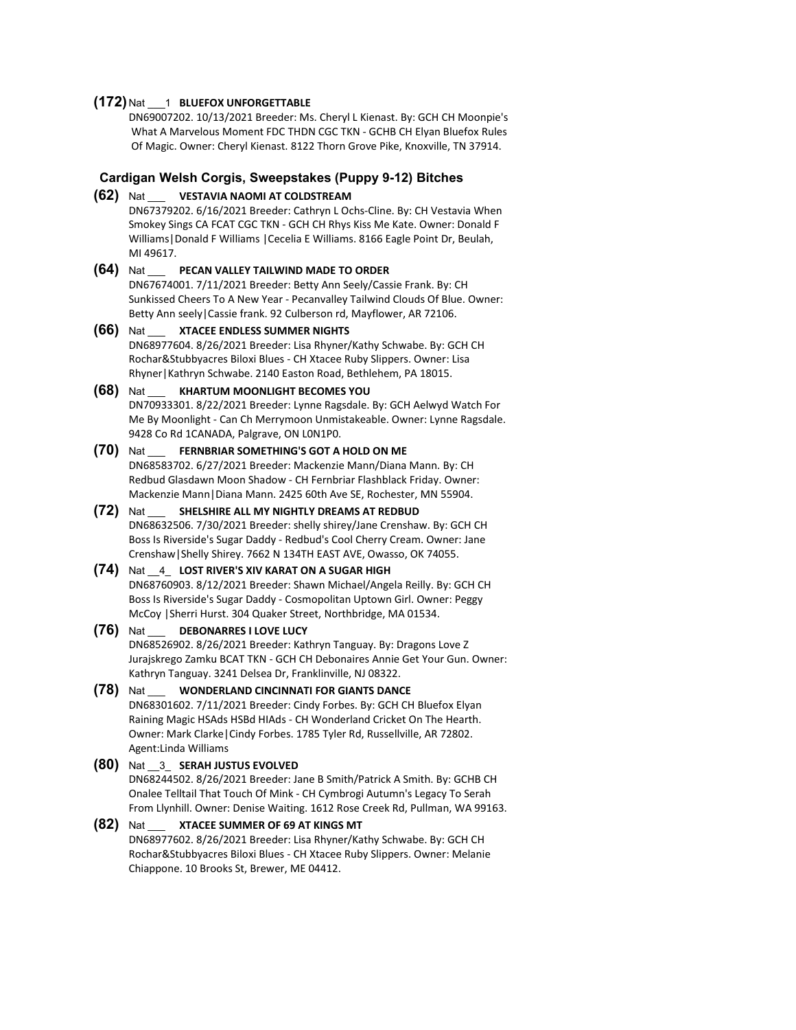**(172)** Nat ___1 **BLUEFOX UNFORGETTABLE**
DN69007202. 10/13/2021 Breeder: Ms. Cheryl L Kienast. By: GCH CH Moonpie's What A Marvelous Moment FDC THDN CGC TKN - GCHB CH Elyan Bluefox Rules Of Magic. Owner: Cheryl Kienast. 8122 Thorn Grove Pike, Knoxville, TN 37914.

### Cardigan Welsh Corgis, Sweepstakes (Puppy 9-12) Bitches

**(62)** Nat ___ **VESTAVIA NAOMI AT COLDSTREAM**
DN67379202. 6/16/2021 Breeder: Cathryn L Ochs-Cline. By: CH Vestavia When Smokey Sings CA FCAT CGC TKN - GCH CH Rhys Kiss Me Kate. Owner: Donald F Williams|Donald F Williams |Cecelia E Williams. 8166 Eagle Point Dr, Beulah, MI 49617.

**(64)** Nat ___ **PECAN VALLEY TAILWIND MADE TO ORDER**
DN67674001. 7/11/2021 Breeder: Betty Ann Seely/Cassie Frank. By: CH Sunkissed Cheers To A New Year - Pecanvalley Tailwind Clouds Of Blue. Owner: Betty Ann seely|Cassie frank. 92 Culberson rd, Mayflower, AR 72106.

**(66)** Nat ___ **XTACEE ENDLESS SUMMER NIGHTS**
DN68977604. 8/26/2021 Breeder: Lisa Rhyner/Kathy Schwabe. By: GCH CH Rochar&Stubbyacres Biloxi Blues - CH Xtacee Ruby Slippers. Owner: Lisa Rhyner|Kathryn Schwabe. 2140 Easton Road, Bethlehem, PA 18015.

**(68)** Nat ___ **KHARTUM MOONLIGHT BECOMES YOU**
DN70933301. 8/22/2021 Breeder: Lynne Ragsdale. By: GCH Aelwyd Watch For Me By Moonlight - Can Ch Merrymoon Unmistakeable. Owner: Lynne Ragsdale. 9428 Co Rd 1CANADA, Palgrave, ON L0N1P0.

**(70)** Nat ___ **FERNBRIAR SOMETHING'S GOT A HOLD ON ME**
DN68583702. 6/27/2021 Breeder: Mackenzie Mann/Diana Mann. By: CH Redbud Glasdawn Moon Shadow - CH Fernbriar Flashblack Friday. Owner: Mackenzie Mann|Diana Mann. 2425 60th Ave SE, Rochester, MN 55904.

**(72)** Nat ___ **SHELSHIRE ALL MY NIGHTLY DREAMS AT REDBUD**
DN68632506. 7/30/2021 Breeder: shelly shirey/Jane Crenshaw. By: GCH CH Boss Is Riverside's Sugar Daddy - Redbud's Cool Cherry Cream. Owner: Jane Crenshaw|Shelly Shirey. 7662 N 134TH EAST AVE, Owasso, OK 74055.

**(74)** Nat __4_ **LOST RIVER'S XIV KARAT ON A SUGAR HIGH**
DN68760903. 8/12/2021 Breeder: Shawn Michael/Angela Reilly. By: GCH CH Boss Is Riverside's Sugar Daddy - Cosmopolitan Uptown Girl. Owner: Peggy McCoy |Sherri Hurst. 304 Quaker Street, Northbridge, MA 01534.

**(76)** Nat ___ **DEBONARRES I LOVE LUCY**
DN68526902. 8/26/2021 Breeder: Kathryn Tanguay. By: Dragons Love Z Jurajskrego Zamku BCAT TKN - GCH CH Debonaires Annie Get Your Gun. Owner: Kathryn Tanguay. 3241 Delsea Dr, Franklinville, NJ 08322.

**(78)** Nat ___ **WONDERLAND CINCINNATI FOR GIANTS DANCE**
DN68301602. 7/11/2021 Breeder: Cindy Forbes. By: GCH CH Bluefox Elyan Raining Magic HSAds HSBd HIAds - CH Wonderland Cricket On The Hearth. Owner: Mark Clarke|Cindy Forbes. 1785 Tyler Rd, Russellville, AR 72802. Agent:Linda Williams

**(80)** Nat __3_ **SERAH JUSTUS EVOLVED**
DN68244502. 8/26/2021 Breeder: Jane B Smith/Patrick A Smith. By: GCHB CH Onalee Telltail That Touch Of Mink - CH Cymbrogi Autumn's Legacy To Serah From Llynhill. Owner: Denise Waiting. 1612 Rose Creek Rd, Pullman, WA 99163.

**(82)** Nat ___ **XTACEE SUMMER OF 69 AT KINGS MT**
DN68977602. 8/26/2021 Breeder: Lisa Rhyner/Kathy Schwabe. By: GCH CH Rochar&Stubbyacres Biloxi Blues - CH Xtacee Ruby Slippers. Owner: Melanie Chiappone. 10 Brooks St, Brewer, ME 04412.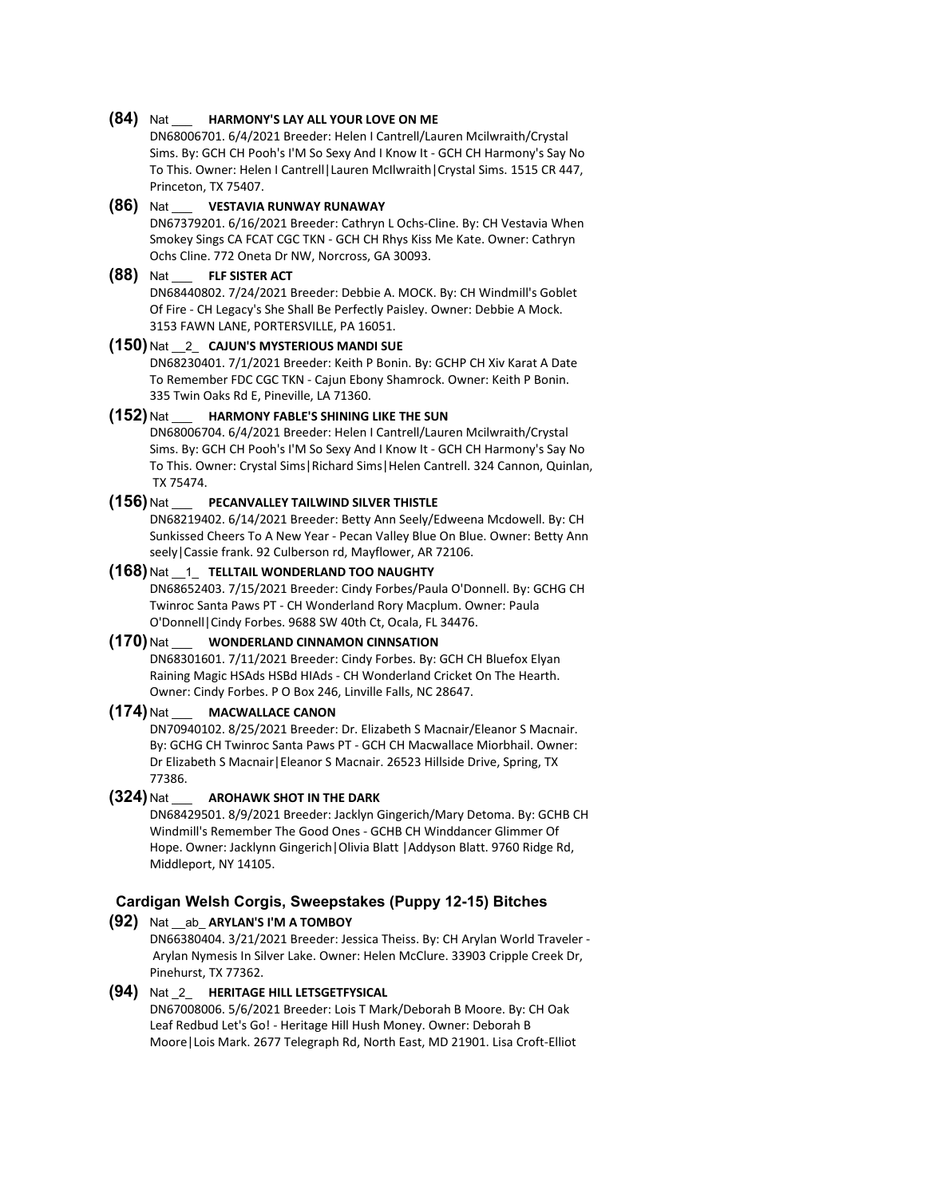**(84)** Nat ___ **HARMONY'S LAY ALL YOUR LOVE ON ME**
DN68006701. 6/4/2021 Breeder: Helen I Cantrell/Lauren Mcilwraith/Crystal Sims. By: GCH CH Pooh's I'M So Sexy And I Know It - GCH CH Harmony's Say No To This. Owner: Helen I Cantrell|Lauren McIlwraith|Crystal Sims. 1515 CR 447, Princeton, TX 75407.

**(86)** Nat ___ **VESTAVIA RUNWAY RUNAWAY**
DN67379201. 6/16/2021 Breeder: Cathryn L Ochs-Cline. By: CH Vestavia When Smokey Sings CA FCAT CGC TKN - GCH CH Rhys Kiss Me Kate. Owner: Cathryn Ochs Cline. 772 Oneta Dr NW, Norcross, GA 30093.

**(88)** Nat ___ **FLF SISTER ACT**
DN68440802. 7/24/2021 Breeder: Debbie A. MOCK. By: CH Windmill's Goblet Of Fire - CH Legacy's She Shall Be Perfectly Paisley. Owner: Debbie A Mock. 3153 FAWN LANE, PORTERSVILLE, PA 16051.

**(150)** Nat __2_ **CAJUN'S MYSTERIOUS MANDI SUE**
DN68230401. 7/1/2021 Breeder: Keith P Bonin. By: GCHP CH Xiv Karat A Date To Remember FDC CGC TKN - Cajun Ebony Shamrock. Owner: Keith P Bonin. 335 Twin Oaks Rd E, Pineville, LA 71360.

**(152)** Nat ___ **HARMONY FABLE'S SHINING LIKE THE SUN**
DN68006704. 6/4/2021 Breeder: Helen I Cantrell/Lauren Mcilwraith/Crystal Sims. By: GCH CH Pooh's I'M So Sexy And I Know It - GCH CH Harmony's Say No To This. Owner: Crystal Sims|Richard Sims|Helen Cantrell. 324 Cannon, Quinlan, TX 75474.

**(156)** Nat ___ **PECANVALLEY TAILWIND SILVER THISTLE**
DN68219402. 6/14/2021 Breeder: Betty Ann Seely/Edweena Mcdowell. By: CH Sunkissed Cheers To A New Year - Pecan Valley Blue On Blue. Owner: Betty Ann seely|Cassie frank. 92 Culberson rd, Mayflower, AR 72106.

**(168)** Nat __1_ **TELLTAIL WONDERLAND TOO NAUGHTY**
DN68652403. 7/15/2021 Breeder: Cindy Forbes/Paula O'Donnell. By: GCHG CH Twinroc Santa Paws PT - CH Wonderland Rory Macplum. Owner: Paula O'Donnell|Cindy Forbes. 9688 SW 40th Ct, Ocala, FL 34476.

**(170)** Nat ___ **WONDERLAND CINNAMON CINNSATION**
DN68301601. 7/11/2021 Breeder: Cindy Forbes. By: GCH CH Bluefox Elyan Raining Magic HSAds HSBd HIAds - CH Wonderland Cricket On The Hearth. Owner: Cindy Forbes. P O Box 246, Linville Falls, NC 28647.

**(174)** Nat ___ **MACWALLACE CANON**
DN70940102. 8/25/2021 Breeder: Dr. Elizabeth S Macnair/Eleanor S Macnair. By: GCHG CH Twinroc Santa Paws PT - GCH CH Macwallace Miorbhail. Owner: Dr Elizabeth S Macnair|Eleanor S Macnair. 26523 Hillside Drive, Spring, TX 77386.

**(324)** Nat ___ **AROHAWK SHOT IN THE DARK**
DN68429501. 8/9/2021 Breeder: Jacklyn Gingerich/Mary Detoma. By: GCHB CH Windmill's Remember The Good Ones - GCHB CH Winddancer Glimmer Of Hope. Owner: Jacklynn Gingerich|Olivia Blatt |Addyson Blatt. 9760 Ridge Rd, Middleport, NY 14105.

## Cardigan Welsh Corgis, Sweepstakes (Puppy 12-15) Bitches

**(92)** Nat __ab_ **ARYLAN'S I'M A TOMBOY**
DN66380404. 3/21/2021 Breeder: Jessica Theiss. By: CH Arylan World Traveler - Arylan Nymesis In Silver Lake. Owner: Helen McClure. 33903 Cripple Creek Dr, Pinehurst, TX 77362.

**(94)** Nat _2_ **HERITAGE HILL LETSGETFYSICAL**
DN67008006. 5/6/2021 Breeder: Lois T Mark/Deborah B Moore. By: CH Oak Leaf Redbud Let's Go! - Heritage Hill Hush Money. Owner: Deborah B Moore|Lois Mark. 2677 Telegraph Rd, North East, MD 21901. Lisa Croft-Elliot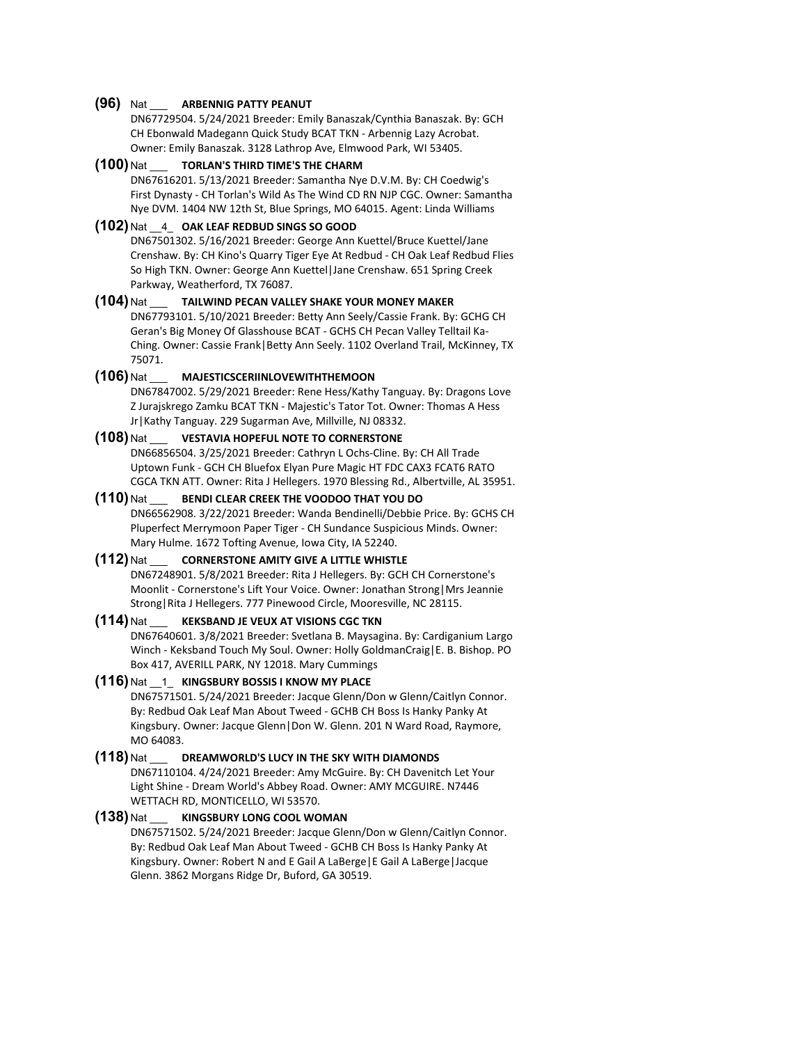**(96)** Nat ___ **ARBENNIG PATTY PEANUT**
DN67729504. 5/24/2021 Breeder: Emily Banaszak/Cynthia Banaszak. By: GCH CH Ebonwald Madegann Quick Study BCAT TKN - Arbennig Lazy Acrobat. Owner: Emily Banaszak. 3128 Lathrop Ave, Elmwood Park, WI 53405.

**(100)** Nat ___ **TORLAN'S THIRD TIME'S THE CHARM**
DN67616201. 5/13/2021 Breeder: Samantha Nye D.V.M. By: CH Coedwig's First Dynasty - CH Torlan's Wild As The Wind CD RN NJP CGC. Owner: Samantha Nye DVM. 1404 NW 12th St, Blue Springs, MO 64015. Agent: Linda Williams

**(102)** Nat __4_ **OAK LEAF REDBUD SINGS SO GOOD**
DN67501302. 5/16/2021 Breeder: George Ann Kuettel/Bruce Kuettel/Jane Crenshaw. By: CH Kino's Quarry Tiger Eye At Redbud - CH Oak Leaf Redbud Flies So High TKN. Owner: George Ann Kuettel|Jane Crenshaw. 651 Spring Creek Parkway, Weatherford, TX 76087.

**(104)** Nat ___ **TAILWIND PECAN VALLEY SHAKE YOUR MONEY MAKER**
DN67793101. 5/10/2021 Breeder: Betty Ann Seely/Cassie Frank. By: GCHG CH Geran's Big Money Of Glasshouse BCAT - GCHS CH Pecan Valley Telltail Ka-Ching. Owner: Cassie Frank|Betty Ann Seely. 1102 Overland Trail, McKinney, TX 75071.

**(106)** Nat ___ **MAJESTICSCERIINLOVEWITHTHEMOON**
DN67847002. 5/29/2021 Breeder: Rene Hess/Kathy Tanguay. By: Dragons Love Z Jurajskrego Zamku BCAT TKN - Majestic's Tator Tot. Owner: Thomas A Hess Jr|Kathy Tanguay. 229 Sugarman Ave, Millville, NJ 08332.

**(108)** Nat ___ **VESTAVIA HOPEFUL NOTE TO CORNERSTONE**
DN66856504. 3/25/2021 Breeder: Cathryn L Ochs-Cline. By: CH All Trade Uptown Funk - GCH CH Bluefox Elyan Pure Magic HT FDC CAX3 FCAT6 RATO CGCA TKN ATT. Owner: Rita J Hellegers. 1970 Blessing Rd., Albertville, AL 35951.

**(110)** Nat ___ **BENDI CLEAR CREEK THE VOODOO THAT YOU DO**
DN66562908. 3/22/2021 Breeder: Wanda Bendinelli/Debbie Price. By: GCHS CH Pluperfect Merrymoon Paper Tiger - CH Sundance Suspicious Minds. Owner: Mary Hulme. 1672 Tofting Avenue, Iowa City, IA 52240.

**(112)** Nat ___ **CORNERSTONE AMITY GIVE A LITTLE WHISTLE**
DN67248901. 5/8/2021 Breeder: Rita J Hellegers. By: GCH CH Cornerstone's Moonlit - Cornerstone's Lift Your Voice. Owner: Jonathan Strong|Mrs Jeannie Strong|Rita J Hellegers. 777 Pinewood Circle, Mooresville, NC 28115.

**(114)** Nat ___ **KEKSBAND JE VEUX AT VISIONS CGC TKN**
DN67640601. 3/8/2021 Breeder: Svetlana B. Maysagina. By: Cardiganium Largo Winch - Keksband Touch My Soul. Owner: Holly GoldmanCraig|E. B. Bishop. PO Box 417, AVERILL PARK, NY 12018. Mary Cummings

**(116)** Nat __1_ **KINGSBURY BOSSIS I KNOW MY PLACE**
DN67571501. 5/24/2021 Breeder: Jacque Glenn/Don w Glenn/Caitlyn Connor. By: Redbud Oak Leaf Man About Tweed - GCHB CH Boss Is Hanky Panky At Kingsbury. Owner: Jacque Glenn|Don W. Glenn. 201 N Ward Road, Raymore, MO 64083.

**(118)** Nat ___ **DREAMWORLD'S LUCY IN THE SKY WITH DIAMONDS**
DN67110104. 4/24/2021 Breeder: Amy McGuire. By: CH Davenitch Let Your Light Shine - Dream World's Abbey Road. Owner: AMY MCGUIRE. N7446 WETTACH RD, MONTICELLO, WI 53570.

**(138)** Nat ___ **KINGSBURY LONG COOL WOMAN**
DN67571502. 5/24/2021 Breeder: Jacque Glenn/Don w Glenn/Caitlyn Connor. By: Redbud Oak Leaf Man About Tweed - GCHB CH Boss Is Hanky Panky At Kingsbury. Owner: Robert N and E Gail A LaBerge|E Gail A LaBerge|Jacque Glenn. 3862 Morgans Ridge Dr, Buford, GA 30519.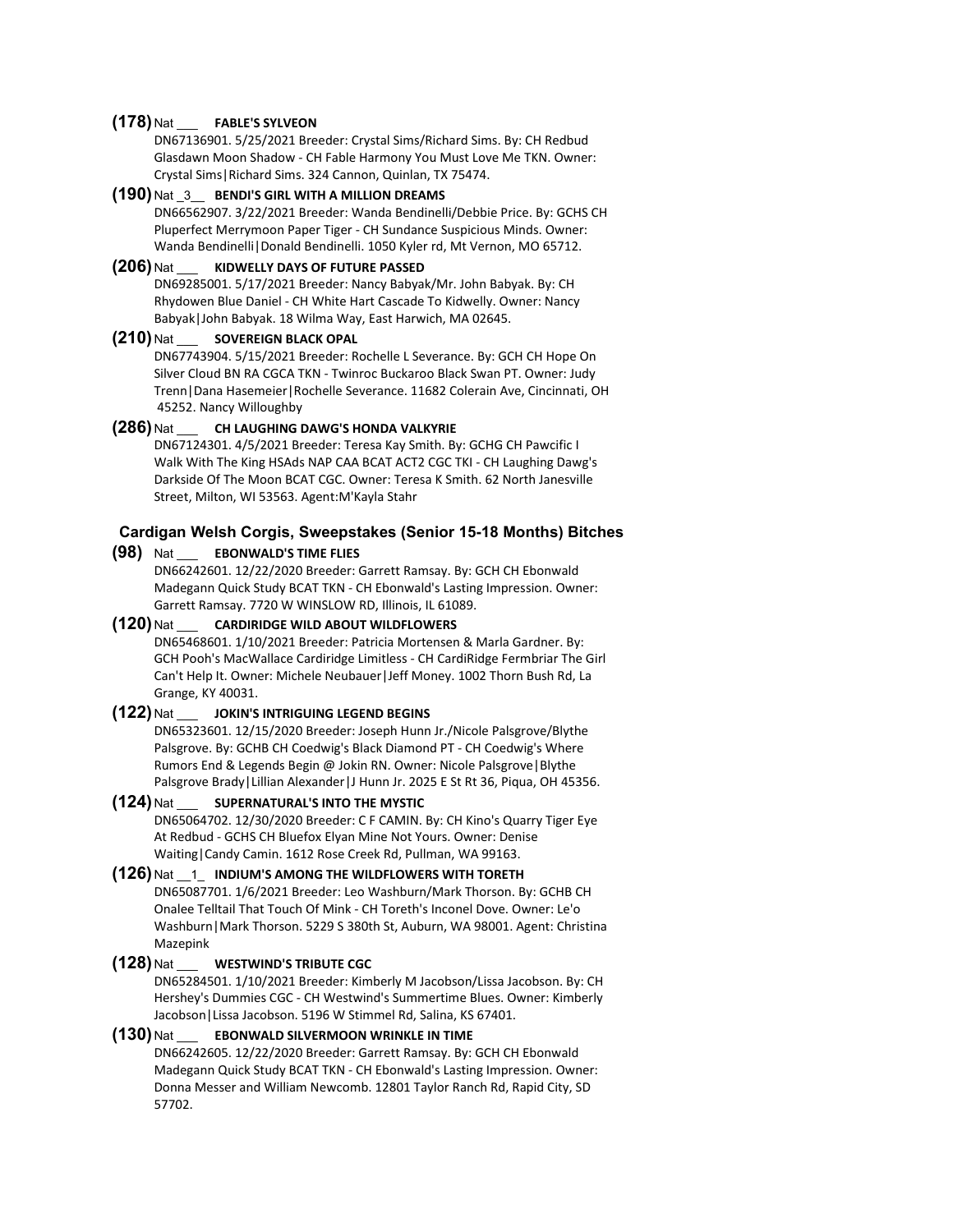**(178)** Nat ___ **FABLE'S SYLVEON**
DN67136901. 5/25/2021 Breeder: Crystal Sims/Richard Sims. By: CH Redbud Glasdawn Moon Shadow - CH Fable Harmony You Must Love Me TKN. Owner: Crystal Sims|Richard Sims. 324 Cannon, Quinlan, TX 75474.

**(190)** Nat _3__ **BENDI'S GIRL WITH A MILLION DREAMS**
DN66562907. 3/22/2021 Breeder: Wanda Bendinelli/Debbie Price. By: GCHS CH Pluperfect Merrymoon Paper Tiger - CH Sundance Suspicious Minds. Owner: Wanda Bendinelli|Donald Bendinelli. 1050 Kyler rd, Mt Vernon, MO 65712.

**(206)** Nat ___ **KIDWELLY DAYS OF FUTURE PASSED**
DN69285001. 5/17/2021 Breeder: Nancy Babyak/Mr. John Babyak. By: CH Rhydowen Blue Daniel - CH White Hart Cascade To Kidwelly. Owner: Nancy Babyak|John Babyak. 18 Wilma Way, East Harwich, MA 02645.

**(210)** Nat ___ **SOVEREIGN BLACK OPAL**
DN67743904. 5/15/2021 Breeder: Rochelle L Severance. By: GCH CH Hope On Silver Cloud BN RA CGCA TKN - Twinroc Buckaroo Black Swan PT. Owner: Judy Trenn|Dana Hasemeier|Rochelle Severance. 11682 Colerain Ave, Cincinnati, OH 45252. Nancy Willoughby

**(286)** Nat ___ **CH LAUGHING DAWG'S HONDA VALKYRIE**
DN67124301. 4/5/2021 Breeder: Teresa Kay Smith. By: GCHG CH Pawcific I Walk With The King HSAds NAP CAA BCAT ACT2 CGC TKI - CH Laughing Dawg's Darkside Of The Moon BCAT CGC. Owner: Teresa K Smith. 62 North Janesville Street, Milton, WI 53563. Agent:M'Kayla Stahr

### Cardigan Welsh Corgis, Sweepstakes (Senior 15-18 Months) Bitches

**(98)** Nat ___ **EBONWALD'S TIME FLIES**
DN66242601. 12/22/2020 Breeder: Garrett Ramsay. By: GCH CH Ebonwald Madegann Quick Study BCAT TKN - CH Ebonwald's Lasting Impression. Owner: Garrett Ramsay. 7720 W WINSLOW RD, Illinois, IL 61089.

**(120)** Nat ___ **CARDIRIDGE WILD ABOUT WILDFLOWERS**
DN65468601. 1/10/2021 Breeder: Patricia Mortensen & Marla Gardner. By: GCH Pooh's MacWallace Cardiridge Limitless - CH CardiRidge Fermbriar The Girl Can't Help It. Owner: Michele Neubauer|Jeff Money. 1002 Thorn Bush Rd, La Grange, KY 40031.

**(122)** Nat ___ **JOKIN'S INTRIGUING LEGEND BEGINS**
DN65323601. 12/15/2020 Breeder: Joseph Hunn Jr./Nicole Palsgrove/Blythe Palsgrove. By: GCHB CH Coedwig's Black Diamond PT - CH Coedwig's Where Rumors End & Legends Begin @ Jokin RN. Owner: Nicole Palsgrove|Blythe Palsgrove Brady|Lillian Alexander|J Hunn Jr. 2025 E St Rt 36, Piqua, OH 45356.

**(124)** Nat ___ **SUPERNATURAL'S INTO THE MYSTIC**
DN65064702. 12/30/2020 Breeder: C F CAMIN. By: CH Kino's Quarry Tiger Eye At Redbud - GCHS CH Bluefox Elyan Mine Not Yours. Owner: Denise Waiting|Candy Camin. 1612 Rose Creek Rd, Pullman, WA 99163.

**(126)** Nat __1_ **INDIUM'S AMONG THE WILDFLOWERS WITH TORETH**
DN65087701. 1/6/2021 Breeder: Leo Washburn/Mark Thorson. By: GCHB CH Onalee Telltail That Touch Of Mink - CH Toreth's Inconel Dove. Owner: Le'o Washburn|Mark Thorson. 5229 S 380th St, Auburn, WA 98001. Agent: Christina Mazepink

**(128)** Nat ___ **WESTWIND'S TRIBUTE CGC**
DN65284501. 1/10/2021 Breeder: Kimberly M Jacobson/Lissa Jacobson. By: CH Hershey's Dummies CGC - CH Westwind's Summertime Blues. Owner: Kimberly Jacobson|Lissa Jacobson. 5196 W Stimmel Rd, Salina, KS 67401.

**(130)** Nat ___ **EBONWALD SILVERMOON WRINKLE IN TIME**
DN66242605. 12/22/2020 Breeder: Garrett Ramsay. By: GCH CH Ebonwald Madegann Quick Study BCAT TKN - CH Ebonwald's Lasting Impression. Owner: Donna Messer and William Newcomb. 12801 Taylor Ranch Rd, Rapid City, SD 57702.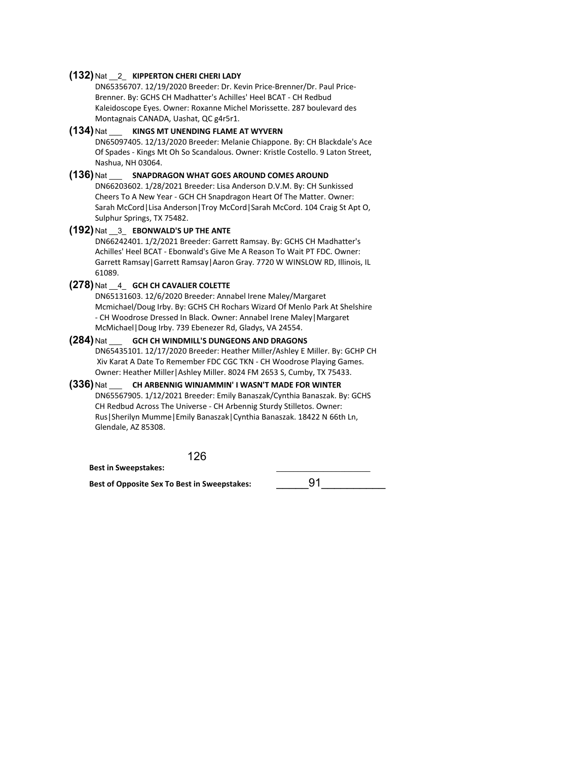**(132)** Nat __2_ **KIPPERTON CHERI CHERI LADY**
DN65356707. 12/19/2020 Breeder: Dr. Kevin Price-Brenner/Dr. Paul Price-Brenner. By: GCHS CH Madhatter's Achilles' Heel BCAT - CH Redbud Kaleidoscope Eyes. Owner: Roxanne Michel Morissette. 287 boulevard des Montagnais CANADA, Uashat, QC g4r5r1.

**(134)** Nat ___ **KINGS MT UNENDING FLAME AT WYVERN**
DN65097405. 12/13/2020 Breeder: Melanie Chiappone. By: CH Blackdale's Ace Of Spades - Kings Mt Oh So Scandalous. Owner: Kristle Costello. 9 Laton Street, Nashua, NH 03064.

**(136)** Nat ___ **SNAPDRAGON WHAT GOES AROUND COMES AROUND**
DN66203602. 1/28/2021 Breeder: Lisa Anderson D.V.M. By: CH Sunkissed Cheers To A New Year - GCH CH Snapdragon Heart Of The Matter. Owner: Sarah McCord|Lisa Anderson|Troy McCord|Sarah McCord. 104 Craig St Apt O, Sulphur Springs, TX 75482.

**(192)** Nat __3_ **EBONWALD'S UP THE ANTE**
DN66242401. 1/2/2021 Breeder: Garrett Ramsay. By: GCHS CH Madhatter's Achilles' Heel BCAT - Ebonwald's Give Me A Reason To Wait PT FDC. Owner: Garrett Ramsay|Garrett Ramsay|Aaron Gray. 7720 W WINSLOW RD, Illinois, IL 61089.

**(278)** Nat __4_ **GCH CH CAVALIER COLETTE**
DN65131603. 12/6/2020 Breeder: Annabel Irene Maley/Margaret Mcmichael/Doug Irby. By: GCHS CH Rochars Wizard Of Menlo Park At Shelshire - CH Woodrose Dressed In Black. Owner: Annabel Irene Maley|Margaret McMichael|Doug Irby. 739 Ebenezer Rd, Gladys, VA 24554.

**(284)** Nat ___ **GCH CH WINDMILL'S DUNGEONS AND DRAGONS**
DN65435101. 12/17/2020 Breeder: Heather Miller/Ashley E Miller. By: GCHP CH Xiv Karat A Date To Remember FDC CGC TKN - CH Woodrose Playing Games. Owner: Heather Miller|Ashley Miller. 8024 FM 2653 S, Cumby, TX 75433.

**(336)** Nat ___ **CH ARBENNIG WINJAMMIN' I WASN'T MADE FOR WINTER**
DN65567905. 1/12/2021 Breeder: Emily Banaszak/Cynthia Banaszak. By: GCHS CH Redbud Across The Universe - CH Arbennig Sturdy Stilletos. Owner: Rus|Sherilyn Mumme|Emily Banaszak|Cynthia Banaszak. 18422 N 66th Ln, Glendale, AZ 85308.

**Best in Sweepstakes:** 126

**Best of Opposite Sex To Best in Sweepstakes:** ______91___________